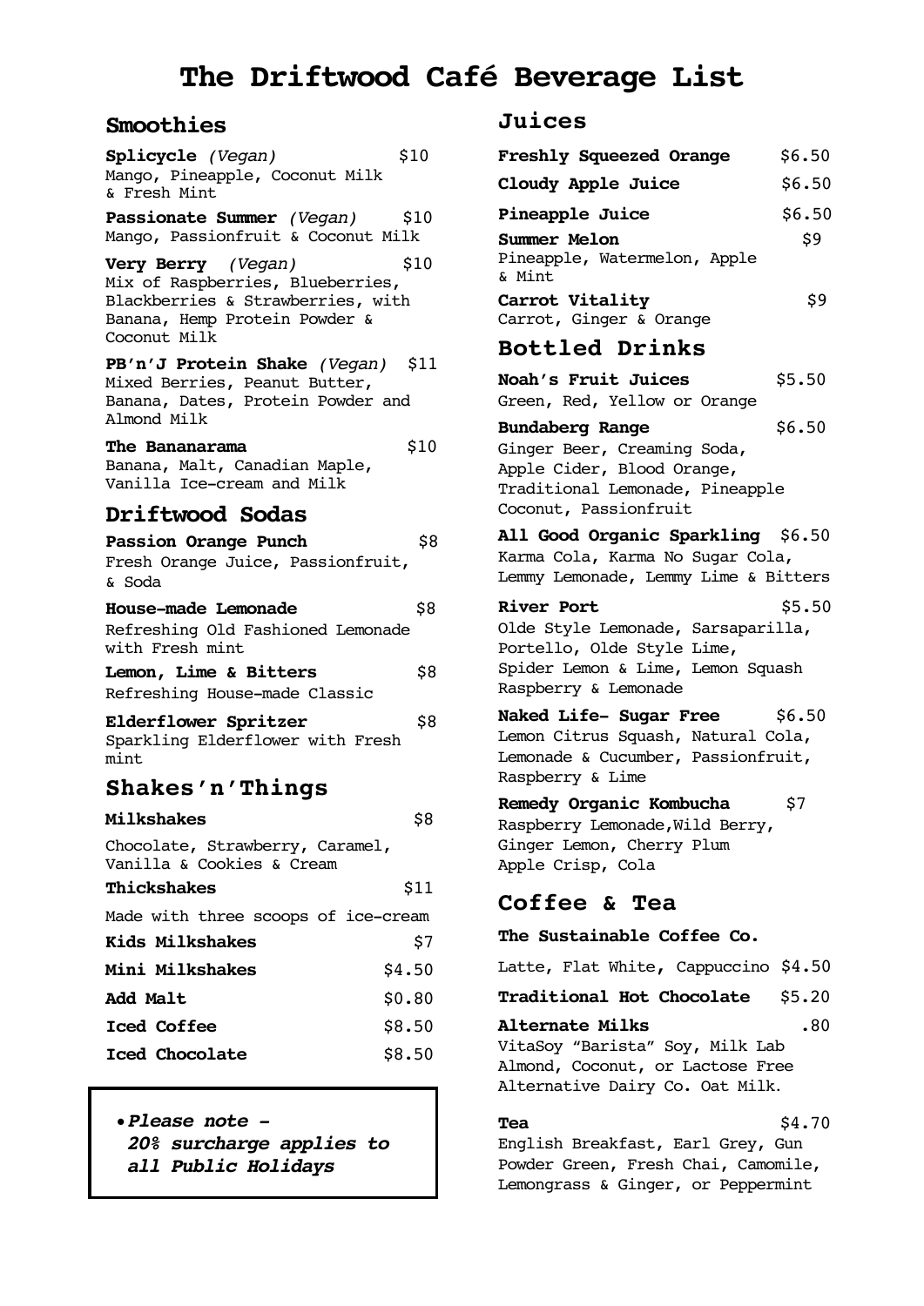# The Driftwood Café Beverage List

## Smoothies

**Splicycle** *(Vegan)* $10
Mango, Pineapple, Coconut Milk & Fresh Mint

**Passionate Summer** *(Vegan)* $10
Mango, Passionfruit & Coconut Milk

**Very Berry** *(Vegan)* $10
Mix of Raspberries, Blueberries, Blackberries & Strawberries, with Banana, Hemp Protein Powder & Coconut Milk

**PB'n'J Protein Shake** *(Vegan)* $11
Mixed Berries, Peanut Butter, Banana, Dates, Protein Powder and Almond Milk

**The Bananarama** $10
Banana, Malt, Canadian Maple, Vanilla Ice-cream and Milk

## Driftwood Sodas

**Passion Orange Punch** $8
Fresh Orange Juice, Passionfruit, & Soda

**House-made Lemonade** $8
Refreshing Old Fashioned Lemonade with Fresh mint

**Lemon, Lime & Bitters** $8
Refreshing House-made Classic

**Elderflower Spritzer** $8
Sparkling Elderflower with Fresh mint

## Shakes'n'Things

**Milkshakes** $8
Chocolate, Strawberry, Caramel, Vanilla & Cookies & Cream

**Thickshakes** $11
Made with three scoops of ice-cream

**Kids Milkshakes** $7

**Mini Milkshakes** $4.50

**Add Malt** $0.80

**Iced Coffee** $8.50

**Iced Chocolate** $8.50

- ***Please note – 20% surcharge applies to all Public Holidays***

## Juices

**Freshly Squeezed Orange** $6.50

**Cloudy Apple Juice** $6.50

**Pineapple Juice** $6.50

**Summer Melon** $9
Pineapple, Watermelon, Apple & Mint

**Carrot Vitality** $9
Carrot, Ginger & Orange

## Bottled Drinks

**Noah's Fruit Juices** $5.50
Green, Red, Yellow or Orange

**Bundaberg Range** $6.50
Ginger Beer, Creaming Soda, Apple Cider, Blood Orange, Traditional Lemonade, Pineapple Coconut, Passionfruit

**All Good Organic Sparkling** $6.50
Karma Cola, Karma No Sugar Cola, Lemmy Lemonade, Lemmy Lime & Bitters

**River Port** $5.50
Olde Style Lemonade, Sarsaparilla, Portello, Olde Style Lime, Spider Lemon & Lime, Lemon Squash Raspberry & Lemonade

**Naked Life- Sugar Free** $6.50
Lemon Citrus Squash, Natural Cola, Lemonade & Cucumber, Passionfruit, Raspberry & Lime

**Remedy Organic Kombucha** $7
Raspberry Lemonade, Wild Berry, Ginger Lemon, Cherry Plum Apple Crisp, Cola

## Coffee & Tea

**The Sustainable Coffee Co.**

Latte, Flat White, Cappuccino $4.50

**Traditional Hot Chocolate** $5.20

**Alternate Milks** .80
VitaSoy "Barista" Soy, Milk Lab Almond, Coconut, or Lactose Free Alternative Dairy Co. Oat Milk.

**Tea** $4.70
English Breakfast, Earl Grey, Gun Powder Green, Fresh Chai, Camomile, Lemongrass & Ginger, or Peppermint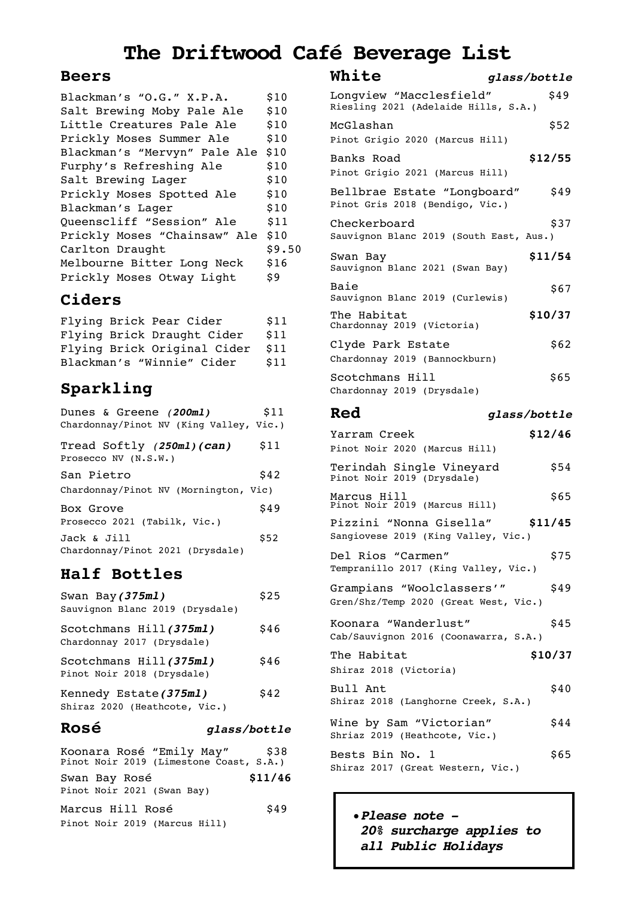# The Driftwood Café Beverage List

## Beers

| | |
|---|---|
| Blackman's "O.G." X.P.A. | $10 |
| Salt Brewing Moby Pale Ale | $10 |
| Little Creatures Pale Ale | $10 |
| Prickly Moses Summer Ale | $10 |
| Blackman's "Mervyn" Pale Ale | $10 |
| Furphy's Refreshing Ale | $10 |
| Salt Brewing Lager | $10 |
| Prickly Moses Spotted Ale | $10 |
| Blackman's Lager | $10 |
| Queenscliff "Session" Ale | $11 |
| Prickly Moses "Chainsaw" Ale | $10 |
| Carlton Draught | $9.50 |
| Melbourne Bitter Long Neck | $16 |
| Prickly Moses Otway Light | $9 |

## Ciders

| | |
|---|---|
| Flying Brick Pear Cider | $11 |
| Flying Brick Draught Cider | $11 |
| Flying Brick Original Cider | $11 |
| Blackman's "Winnie" Cider | $11 |

## Sparkling

| | |
|---|---|
| Dunes & Greene ***(200ml)***<br>Chardonnay/Pinot NV (King Valley, Vic.) | $11 |
| Tread Softly ***(250ml)(can)***<br>Prosecco NV (N.S.W.) | $11 |
| San Pietro<br>Chardonnay/Pinot NV (Mornington, Vic) | $42 |
| Box Grove<br>Prosecco 2021 (Tabilk, Vic.) | $49 |
| Jack & Jill<br>Chardonnay/Pinot 2021 (Drysdale) | $52 |

## Half Bottles

| | |
|---|---|
| Swan Bay ***(375ml)***<br>Sauvignon Blanc 2019 (Drysdale) | $25 |
| Scotchmans Hill ***(375ml)***<br>Chardonnay 2017 (Drysdale) | $46 |
| Scotchmans Hill ***(375ml)***<br>Pinot Noir 2018 (Drysdale) | $46 |
| Kennedy Estate ***(375ml)***<br>Shiraz 2020 (Heathcote, Vic.) | $42 |

## Rosé

| | *glass/bottle* |
|---|---|
| Koonara Rosé "Emily May"<br>Pinot Noir 2019 (Limestone Coast, S.A.) | $38 |
| Swan Bay Rosé<br>Pinot Noir 2021 (Swan Bay) | **$11/46** |
| Marcus Hill Rosé<br>Pinot Noir 2019 (Marcus Hill) | $49 |

## White

| | *glass/bottle* |
|---|---|
| Longview "Macclesfield"<br>Riesling 2021 (Adelaide Hills, S.A.) | $49 |
| McGlashan<br>Pinot Grigio 2020 (Marcus Hill) | $52 |
| Banks Road<br>Pinot Grigio 2021 (Marcus Hill) | **$12/55** |
| Bellbrae Estate "Longboard"<br>Pinot Gris 2018 (Bendigo, Vic.) | $49 |
| Checkerboard<br>Sauvignon Blanc 2019 (South East, Aus.) | $37 |
| Swan Bay<br>Sauvignon Blanc 2021 (Swan Bay) | **$11/54** |
| Baie<br>Sauvignon Blanc 2019 (Curlewis) | $67 |
| The Habitat<br>Chardonnay 2019 (Victoria) | **$10/37** |
| Clyde Park Estate<br>Chardonnay 2019 (Bannockburn) | $62 |
| Scotchmans Hill<br>Chardonnay 2019 (Drysdale) | $65 |

## Red

| | *glass/bottle* |
|---|---|
| Yarram Creek<br>Pinot Noir 2020 (Marcus Hill) | **$12/46** |
| Terindah Single Vineyard<br>Pinot Noir 2019 (Drysdale) | $54 |
| Marcus Hill<br>Pinot Noir 2019 (Marcus Hill) | $65 |
| Pizzini "Nonna Gisella"<br>Sangiovese 2019 (King Valley, Vic.) | **$11/45** |
| Del Rios "Carmen"<br>Tempranillo 2017 (King Valley, Vic.) | $75 |
| Grampians "Woolclassers'"<br>Gren/Shz/Temp 2020 (Great West, Vic.) | $49 |
| Koonara "Wanderlust"<br>Cab/Sauvignon 2016 (Coonawarra, S.A.) | $45 |
| The Habitat<br>Shiraz 2018 (Victoria) | **$10/37** |
| Bull Ant<br>Shiraz 2018 (Langhorne Creek, S.A.) | $40 |
| Wine by Sam "Victorian"<br>Shriaz 2019 (Heathcote, Vic.) | $44 |
| Bests Bin No. 1<br>Shiraz 2017 (Great Western, Vic.) | $65 |

- ***Please note – 20% surcharge applies to all Public Holidays***